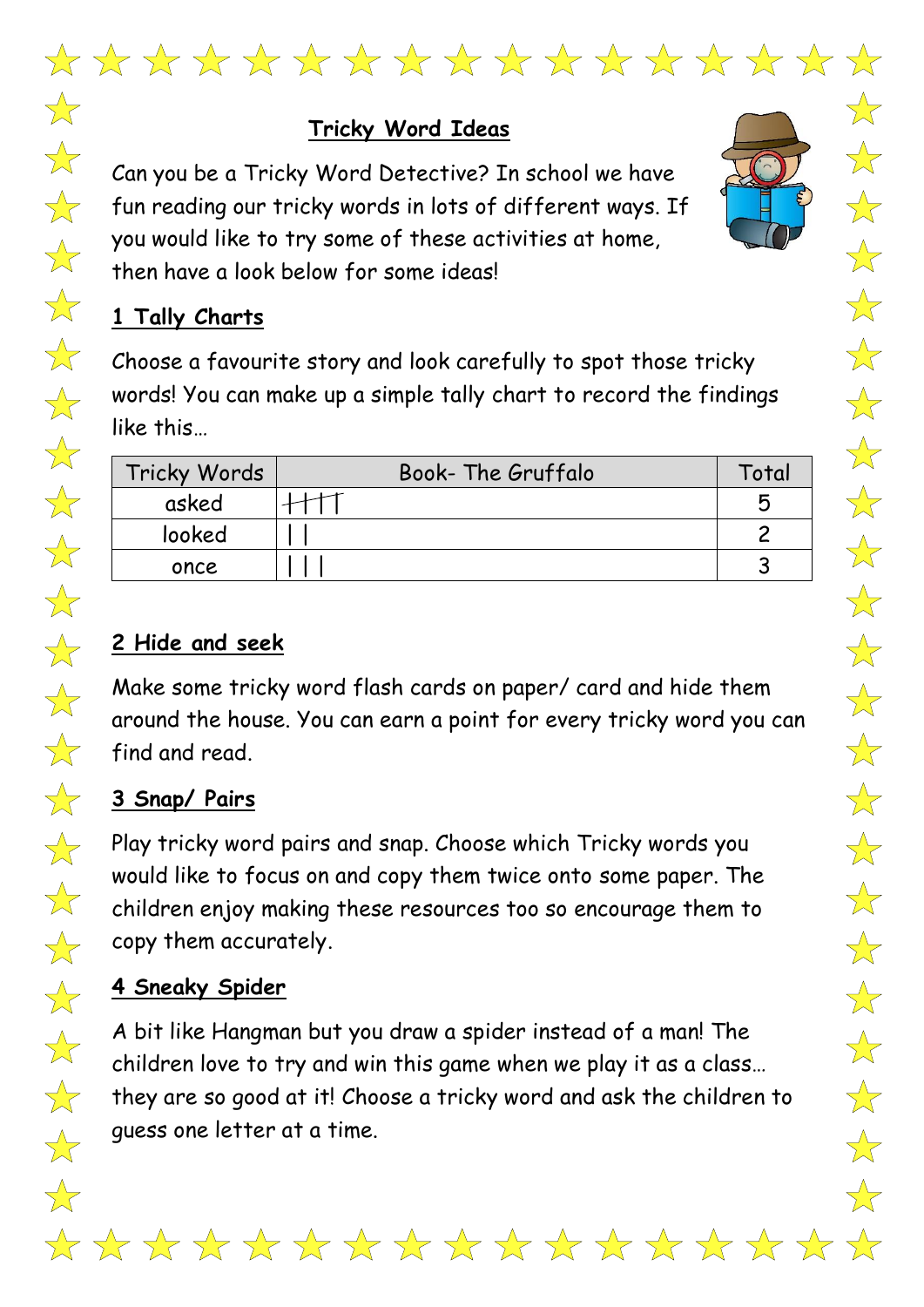# Tricky Word Ideas

Can you be a Tricky Word Detective? In school we have fun reading our tricky words in lots of different ways. If you would like to try some of these activities at home, then have a look below for some ideas!

## 1 Tally Charts

Choose a favourite story and look carefully to spot those tricky words! You can make up a simple tally chart to record the findings like this…

| Tricky Words | Book- The Gruffalo | Total |
|---|---|---|
| asked | ~~||||~~ | 5 |
| looked | \| \| | 2 |
| once | \| \| \| | 3 |

## 2 Hide and seek

Make some tricky word flash cards on paper/ card and hide them around the house. You can earn a point for every tricky word you can find and read.

## 3 Snap/ Pairs

Play tricky word pairs and snap. Choose which Tricky words you would like to focus on and copy them twice onto some paper. The children enjoy making these resources too so encourage them to copy them accurately.

## 4 Sneaky Spider

A bit like Hangman but you draw a spider instead of a man! The children love to try and win this game when we play it as a class… they are so good at it! Choose a tricky word and ask the children to guess one letter at a time.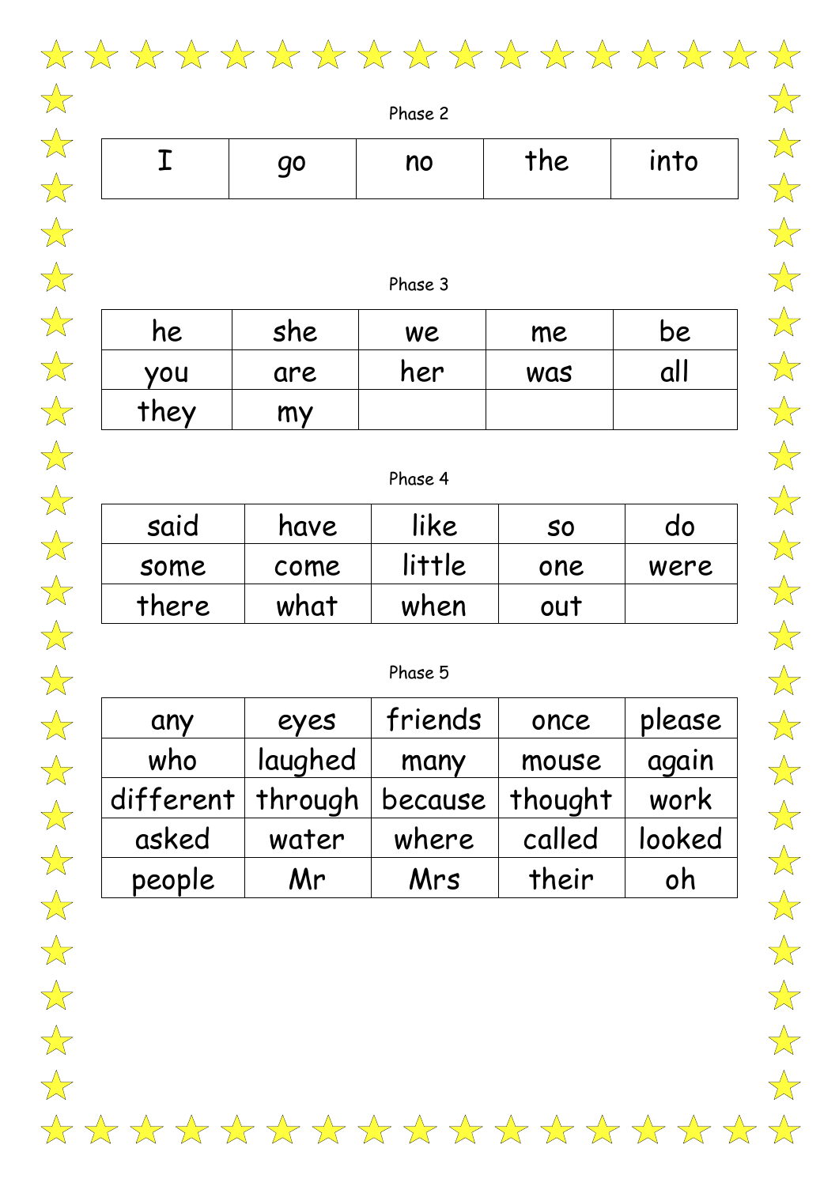Phase 2

| | | | | |
|---|---|---|---|---|
| I | go | no | the | into |

Phase 3

| | | | | |
|---|---|---|---|---|
| he | she | we | me | be |
| you | are | her | was | all |
| they | my | | | |

Phase 4

| | | | | |
|---|---|---|---|---|
| said | have | like | so | do |
| some | come | little | one | were |
| there | what | when | out | |

Phase 5

| | | | | |
|---|---|---|---|---|
| any | eyes | friends | once | please |
| who | laughed | many | mouse | again |
| different | through | because | thought | work |
| asked | water | where | called | looked |
| people | Mr | Mrs | their | oh |